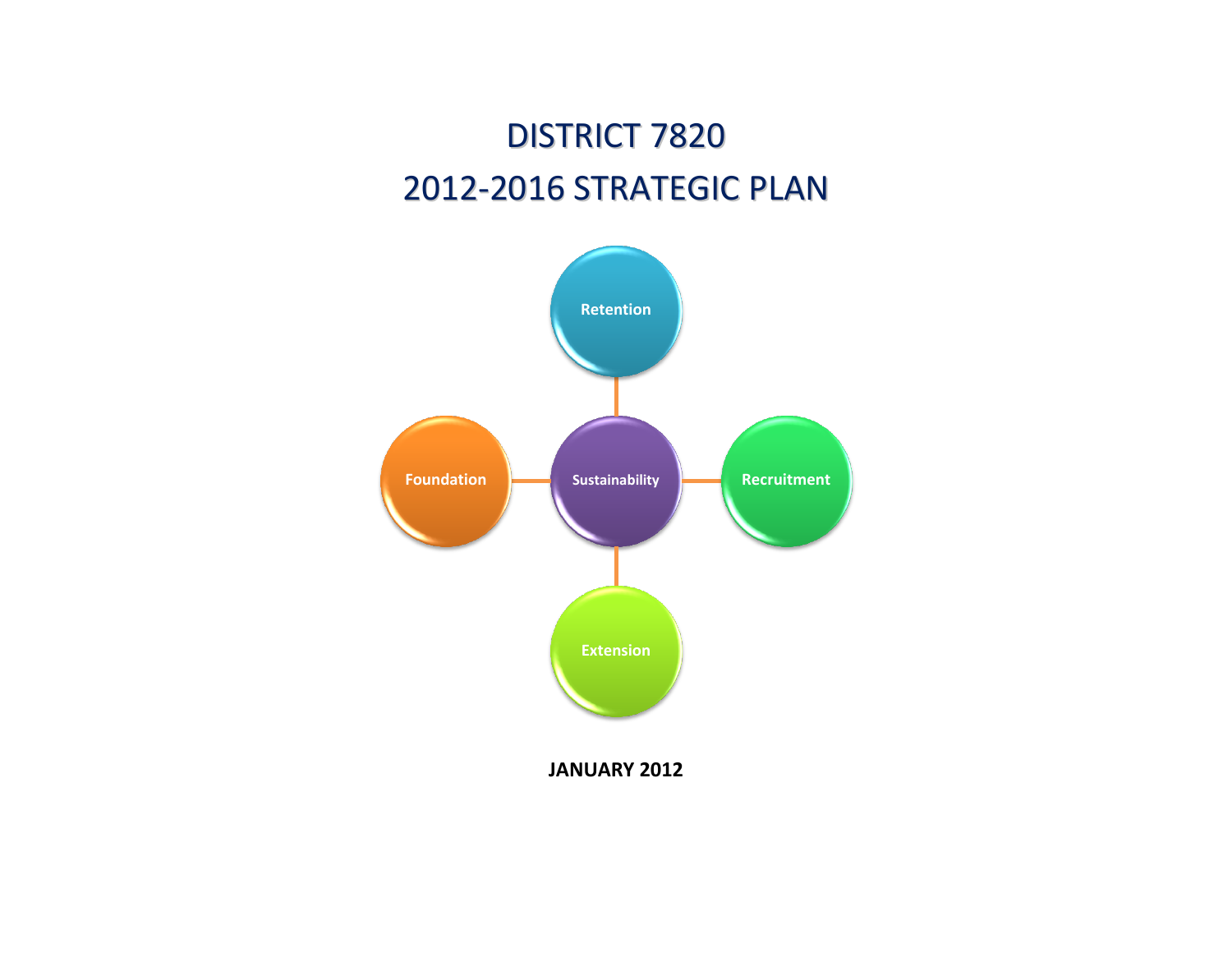# DISTRICT 7820
# 2012-2016 STRATEGIC PLAN

Retention

Foundation

Sustainability

Recruitment

Extension

**JANUARY 2012**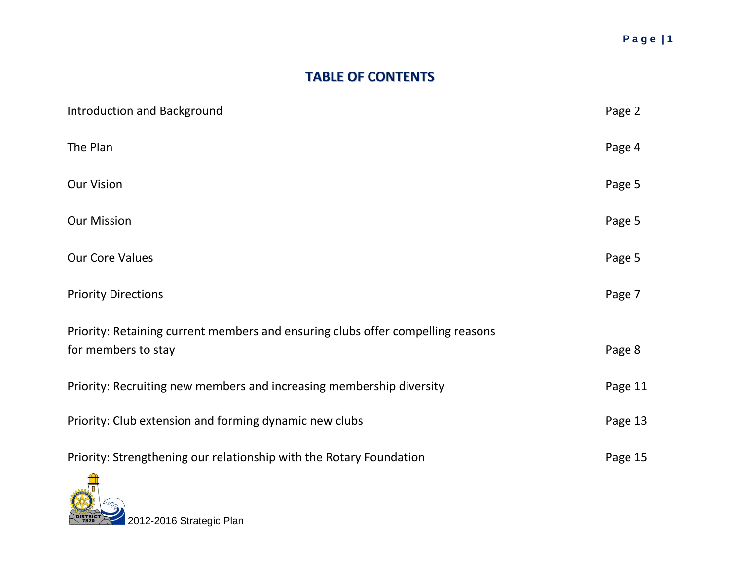## TABLE OF CONTENTS

| | |
|---|---|
| Introduction and Background | Page 2 |
| The Plan | Page 4 |
| Our Vision | Page 5 |
| Our Mission | Page 5 |
| Our Core Values | Page 5 |
| Priority Directions | Page 7 |
| Priority: Retaining current members and ensuring clubs offer compelling reasons for members to stay | Page 8 |
| Priority: Recruiting new members and increasing membership diversity | Page 11 |
| Priority: Club extension and forming dynamic new clubs | Page 13 |
| Priority: Strengthening our relationship with the Rotary Foundation | Page 15 |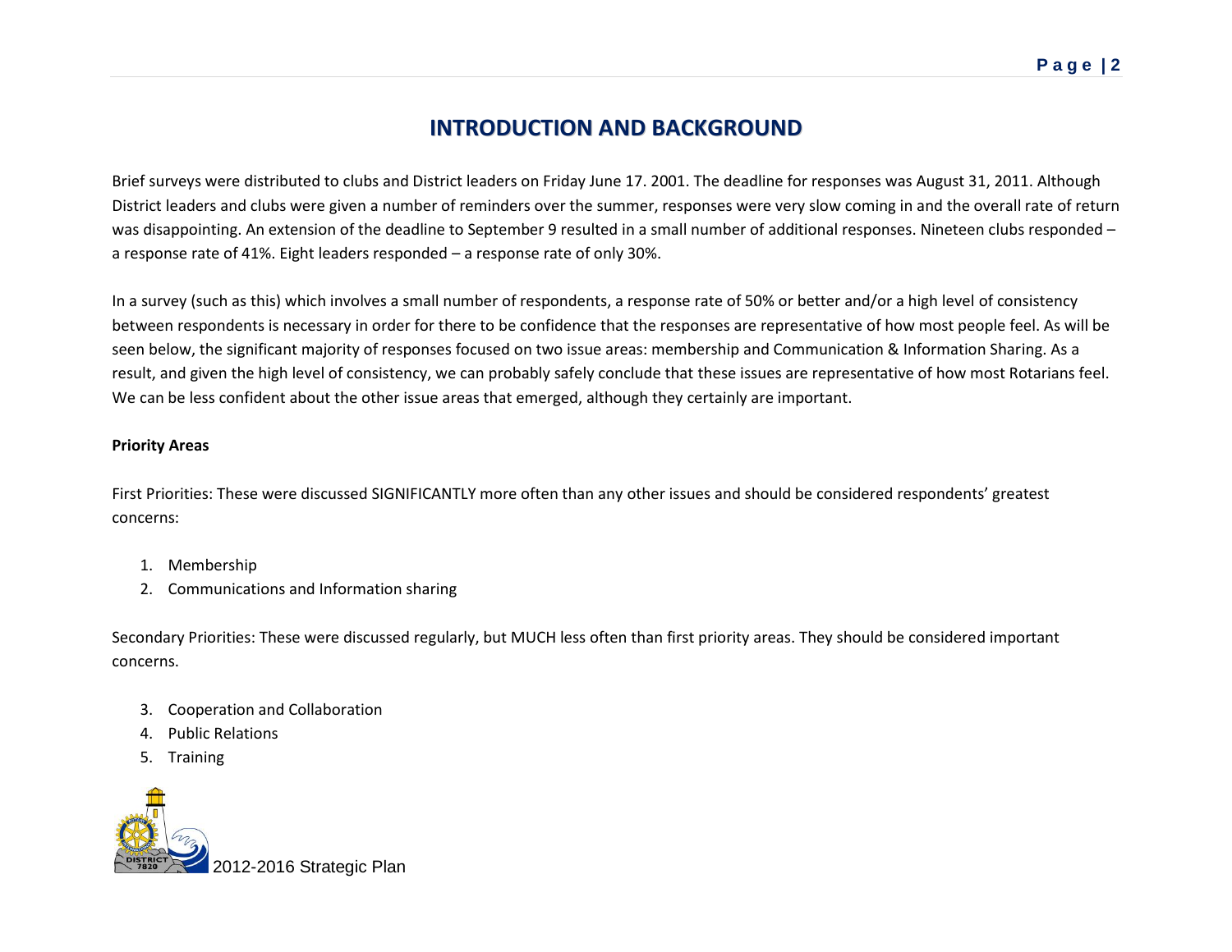# INTRODUCTION AND BACKGROUND

Brief surveys were distributed to clubs and District leaders on Friday June 17. 2001. The deadline for responses was August 31, 2011. Although District leaders and clubs were given a number of reminders over the summer, responses were very slow coming in and the overall rate of return was disappointing. An extension of the deadline to September 9 resulted in a small number of additional responses. Nineteen clubs responded – a response rate of 41%. Eight leaders responded – a response rate of only 30%.

In a survey (such as this) which involves a small number of respondents, a response rate of 50% or better and/or a high level of consistency between respondents is necessary in order for there to be confidence that the responses are representative of how most people feel. As will be seen below, the significant majority of responses focused on two issue areas: membership and Communication & Information Sharing. As a result, and given the high level of consistency, we can probably safely conclude that these issues are representative of how most Rotarians feel. We can be less confident about the other issue areas that emerged, although they certainly are important.

**Priority Areas**

First Priorities: These were discussed SIGNIFICANTLY more often than any other issues and should be considered respondents' greatest concerns:

1. Membership
2. Communications and Information sharing

Secondary Priorities: These were discussed regularly, but MUCH less often than first priority areas. They should be considered important concerns.

3. Cooperation and Collaboration
4. Public Relations
5. Training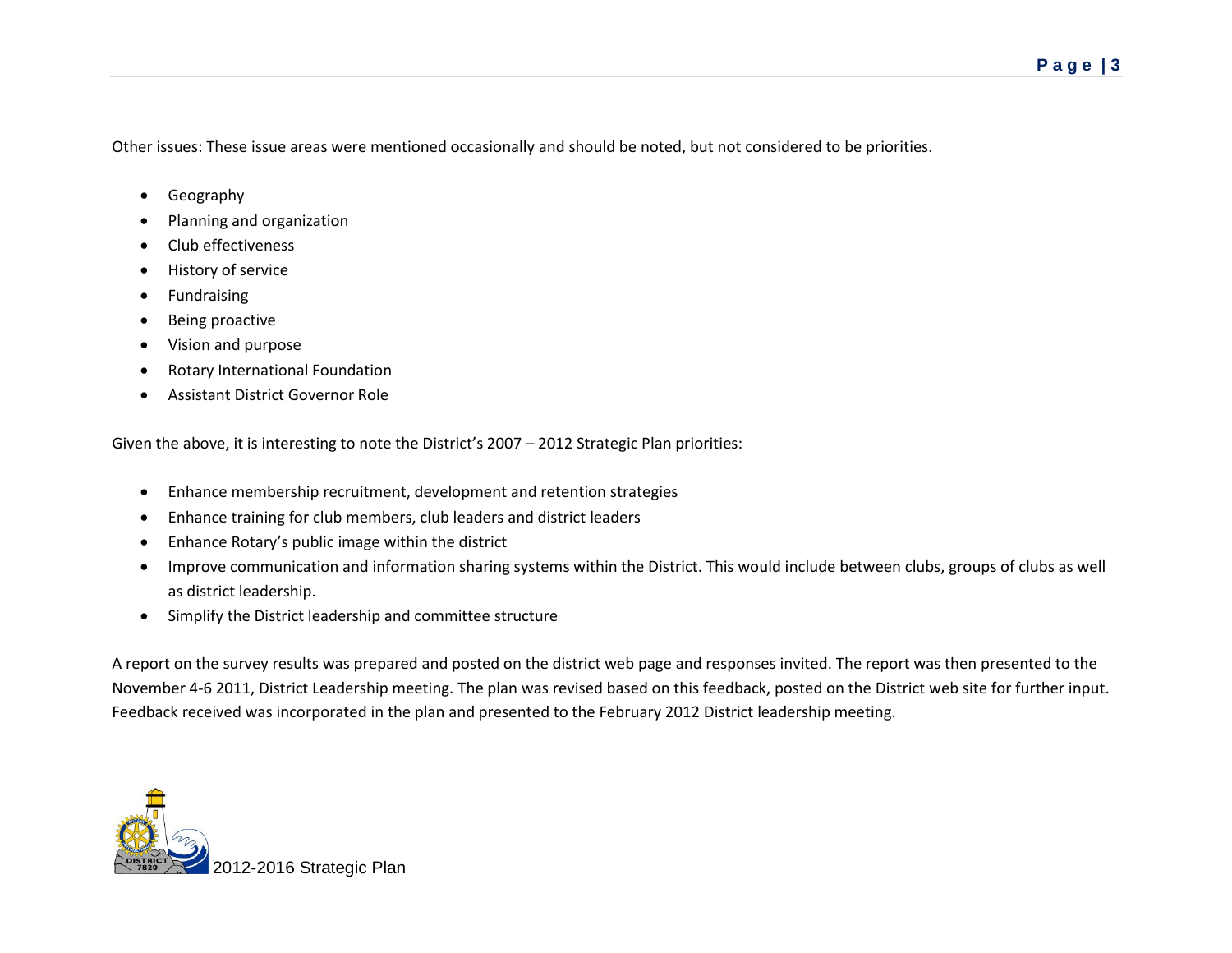Other issues: These issue areas were mentioned occasionally and should be noted, but not considered to be priorities.

- Geography
- Planning and organization
- Club effectiveness
- History of service
- Fundraising
- Being proactive
- Vision and purpose
- Rotary International Foundation
- Assistant District Governor Role

Given the above, it is interesting to note the District's 2007 – 2012 Strategic Plan priorities:

- Enhance membership recruitment, development and retention strategies
- Enhance training for club members, club leaders and district leaders
- Enhance Rotary's public image within the district
- Improve communication and information sharing systems within the District. This would include between clubs, groups of clubs as well as district leadership.
- Simplify the District leadership and committee structure

A report on the survey results was prepared and posted on the district web page and responses invited. The report was then presented to the November 4-6 2011, District Leadership meeting. The plan was revised based on this feedback, posted on the District web site for further input. Feedback received was incorporated in the plan and presented to the February 2012 District leadership meeting.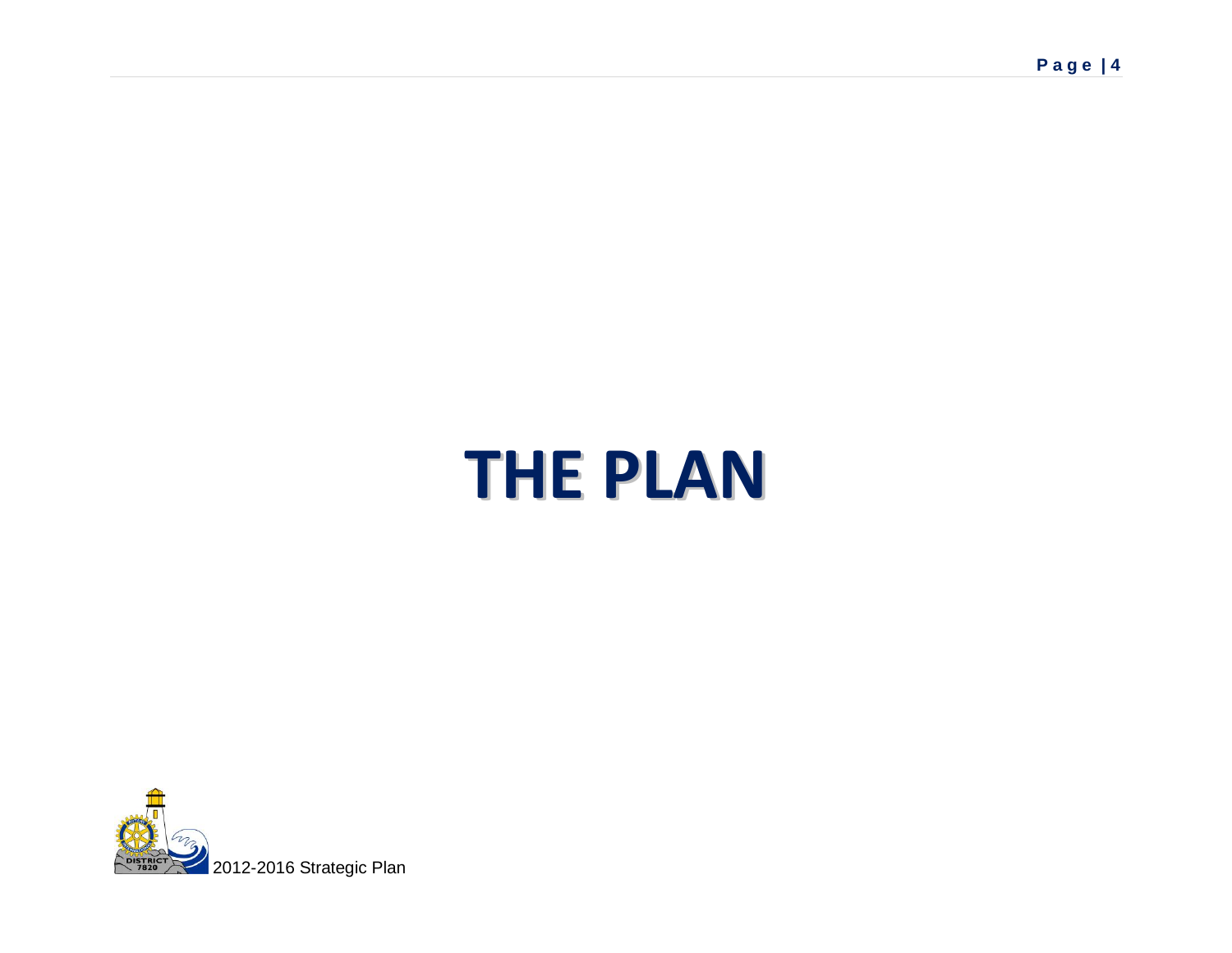# THE PLAN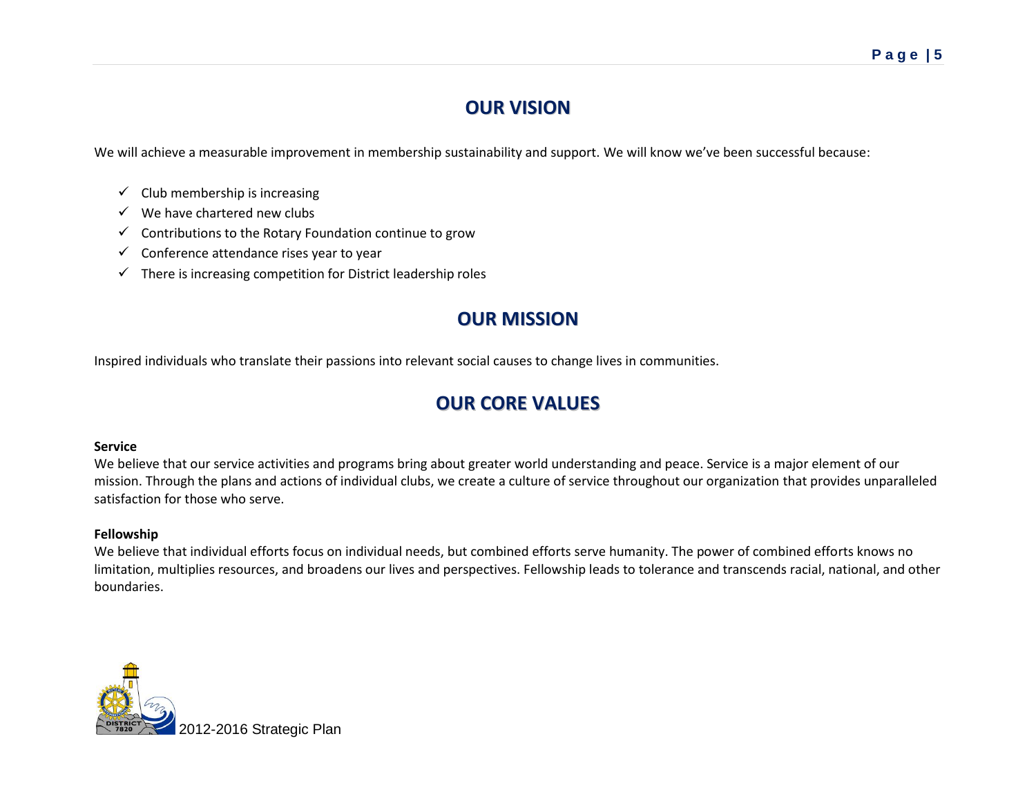# OUR VISION

We will achieve a measurable improvement in membership sustainability and support. We will know we've been successful because:

- ✓ Club membership is increasing
- ✓ We have chartered new clubs
- ✓ Contributions to the Rotary Foundation continue to grow
- ✓ Conference attendance rises year to year
- ✓ There is increasing competition for District leadership roles

# OUR MISSION

Inspired individuals who translate their passions into relevant social causes to change lives in communities.

# OUR CORE VALUES

**Service**
We believe that our service activities and programs bring about greater world understanding and peace. Service is a major element of our mission. Through the plans and actions of individual clubs, we create a culture of service throughout our organization that provides unparalleled satisfaction for those who serve.

**Fellowship**
We believe that individual efforts focus on individual needs, but combined efforts serve humanity. The power of combined efforts knows no limitation, multiplies resources, and broadens our lives and perspectives. Fellowship leads to tolerance and transcends racial, national, and other boundaries.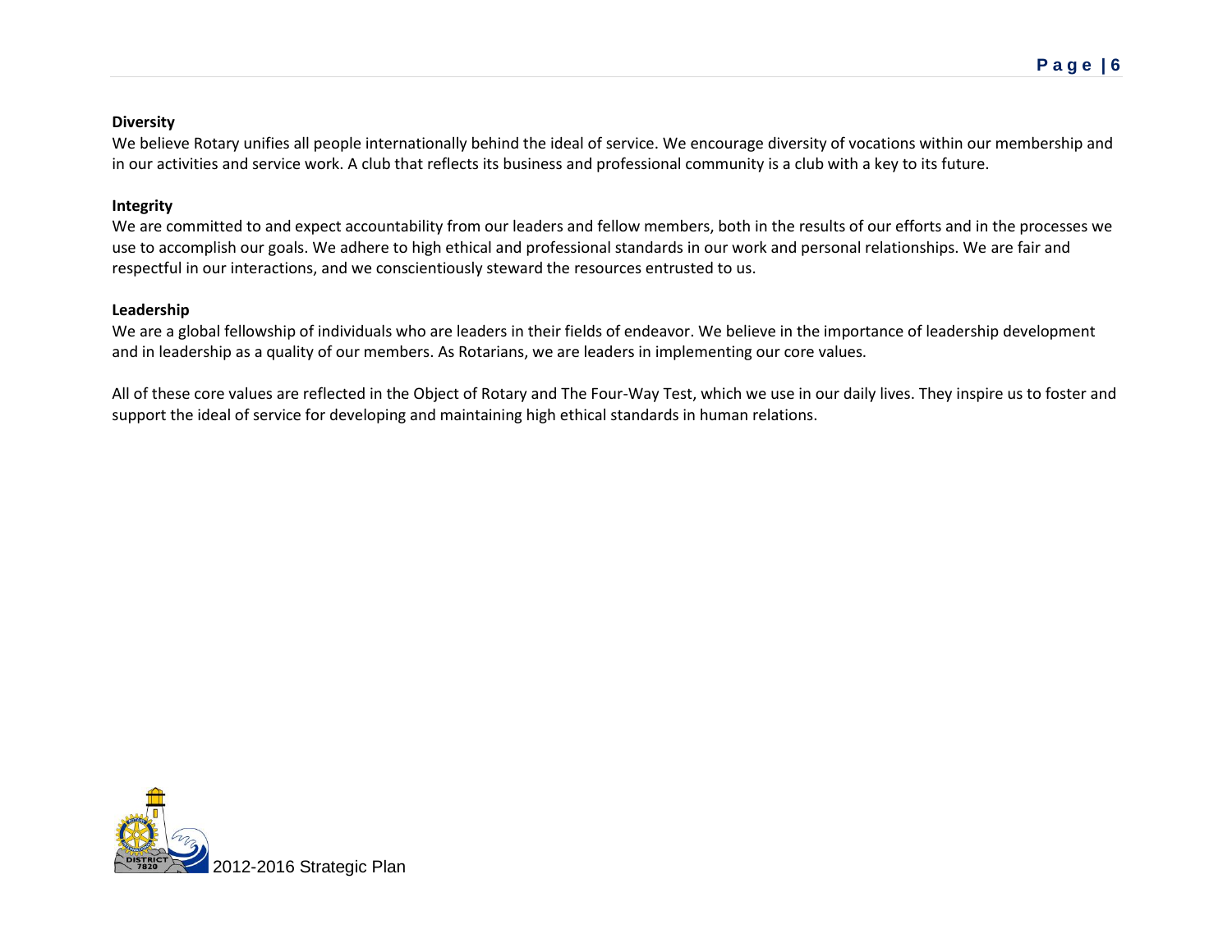**Diversity**

We believe Rotary unifies all people internationally behind the ideal of service. We encourage diversity of vocations within our membership and in our activities and service work. A club that reflects its business and professional community is a club with a key to its future.

**Integrity**

We are committed to and expect accountability from our leaders and fellow members, both in the results of our efforts and in the processes we use to accomplish our goals. We adhere to high ethical and professional standards in our work and personal relationships. We are fair and respectful in our interactions, and we conscientiously steward the resources entrusted to us.

**Leadership**

We are a global fellowship of individuals who are leaders in their fields of endeavor. We believe in the importance of leadership development and in leadership as a quality of our members. As Rotarians, we are leaders in implementing our core values.

All of these core values are reflected in the Object of Rotary and The Four-Way Test, which we use in our daily lives. They inspire us to foster and support the ideal of service for developing and maintaining high ethical standards in human relations.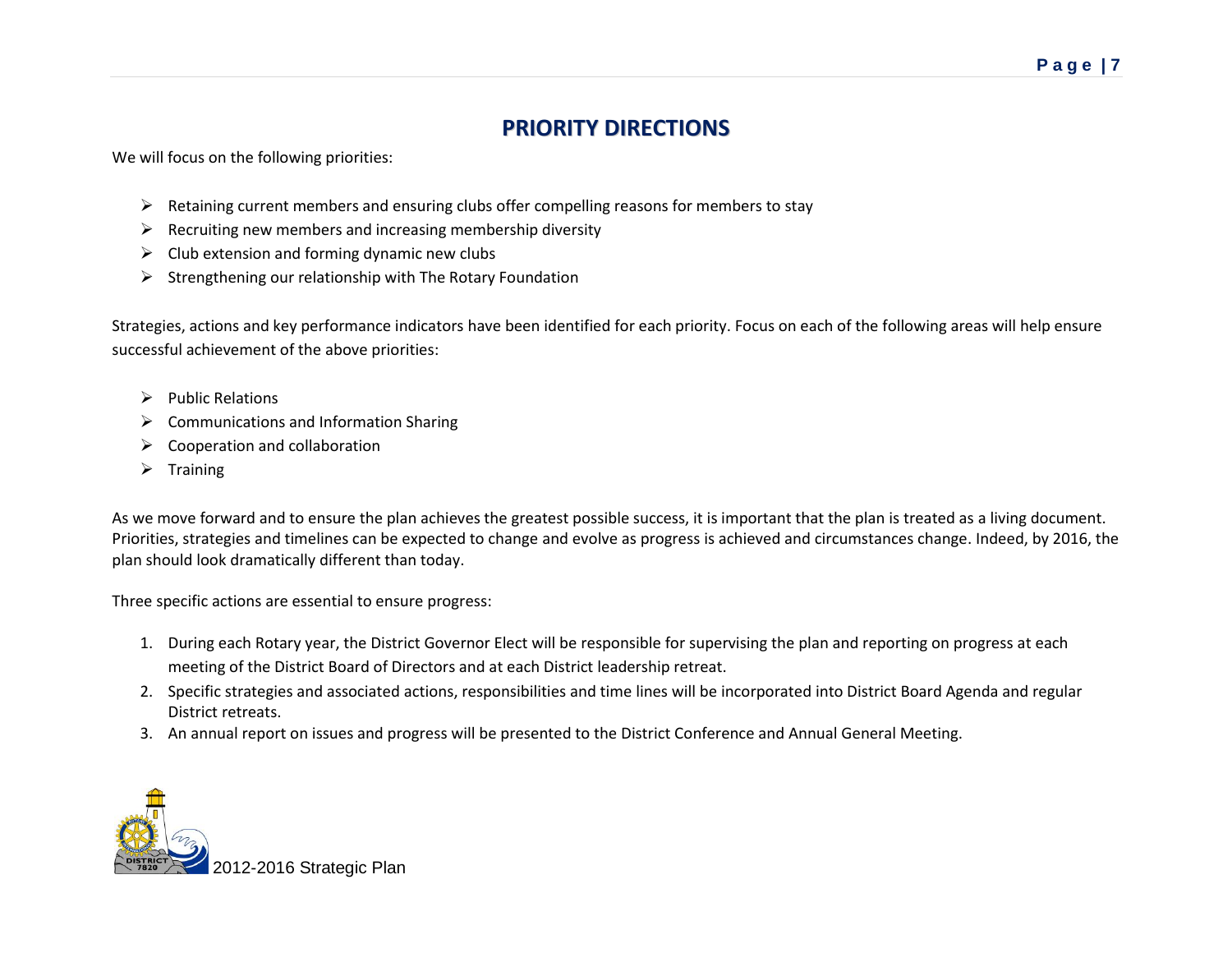# PRIORITY DIRECTIONS

We will focus on the following priorities:

- Retaining current members and ensuring clubs offer compelling reasons for members to stay
- Recruiting new members and increasing membership diversity
- Club extension and forming dynamic new clubs
- Strengthening our relationship with The Rotary Foundation

Strategies, actions and key performance indicators have been identified for each priority. Focus on each of the following areas will help ensure successful achievement of the above priorities:

- Public Relations
- Communications and Information Sharing
- Cooperation and collaboration
- Training

As we move forward and to ensure the plan achieves the greatest possible success, it is important that the plan is treated as a living document. Priorities, strategies and timelines can be expected to change and evolve as progress is achieved and circumstances change. Indeed, by 2016, the plan should look dramatically different than today.

Three specific actions are essential to ensure progress:

1. During each Rotary year, the District Governor Elect will be responsible for supervising the plan and reporting on progress at each meeting of the District Board of Directors and at each District leadership retreat.
2. Specific strategies and associated actions, responsibilities and time lines will be incorporated into District Board Agenda and regular District retreats.
3. An annual report on issues and progress will be presented to the District Conference and Annual General Meeting.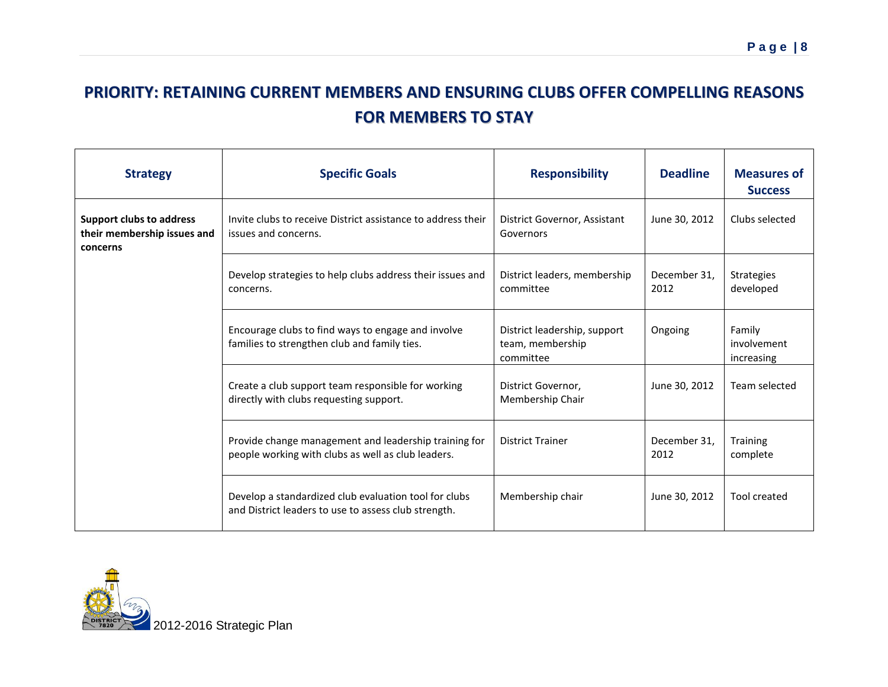# PRIORITY: RETAINING CURRENT MEMBERS AND ENSURING CLUBS OFFER COMPELLING REASONS FOR MEMBERS TO STAY

| Strategy | Specific Goals | Responsibility | Deadline | Measures of Success |
|---|---|---|---|---|
| **Support clubs to address their membership issues and concerns** | Invite clubs to receive District assistance to address their issues and concerns. | District Governor, Assistant Governors | June 30, 2012 | Clubs selected |
| | Develop strategies to help clubs address their issues and concerns. | District leaders, membership committee | December 31, 2012 | Strategies developed |
| | Encourage clubs to find ways to engage and involve families to strengthen club and family ties. | District leadership, support team, membership committee | Ongoing | Family involvement increasing |
| | Create a club support team responsible for working directly with clubs requesting support. | District Governor, Membership Chair | June 30, 2012 | Team selected |
| | Provide change management and leadership training for people working with clubs as well as club leaders. | District Trainer | December 31, 2012 | Training complete |
| | Develop a standardized club evaluation tool for clubs and District leaders to use to assess club strength. | Membership chair | June 30, 2012 | Tool created |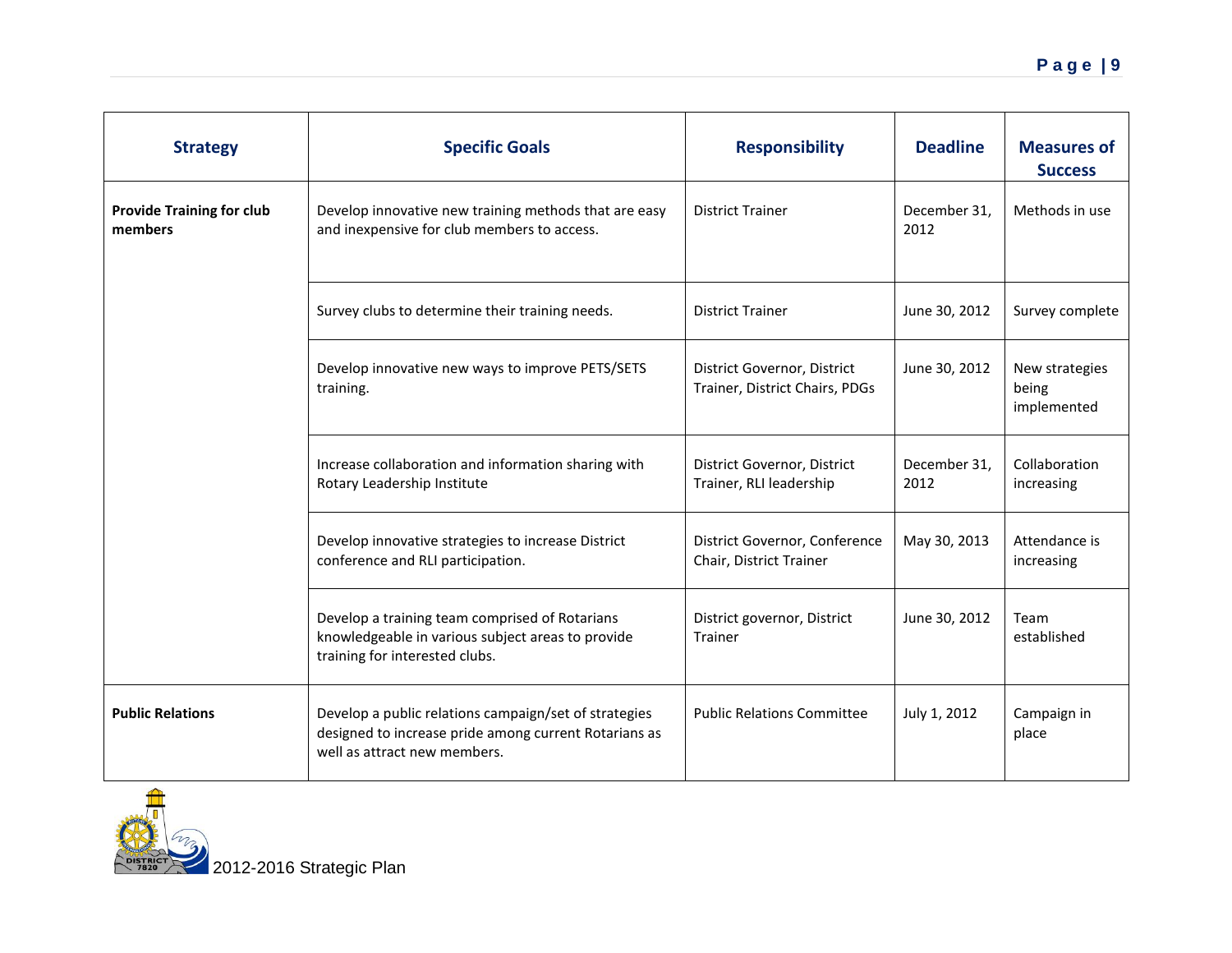| Strategy | Specific Goals | Responsibility | Deadline | Measures of Success |
|---|---|---|---|---|
| **Provide Training for club members** | Develop innovative new training methods that are easy and inexpensive for club members to access. | District Trainer | December 31, 2012 | Methods in use |
| | Survey clubs to determine their training needs. | District Trainer | June 30, 2012 | Survey complete |
| | Develop innovative new ways to improve PETS/SETS training. | District Governor, District Trainer, District Chairs, PDGs | June 30, 2012 | New strategies being implemented |
| | Increase collaboration and information sharing with Rotary Leadership Institute | District Governor, District Trainer, RLI leadership | December 31, 2012 | Collaboration increasing |
| | Develop innovative strategies to increase District conference and RLI participation. | District Governor, Conference Chair, District Trainer | May 30, 2013 | Attendance is increasing |
| | Develop a training team comprised of Rotarians knowledgeable in various subject areas to provide training for interested clubs. | District governor, District Trainer | June 30, 2012 | Team established |
| **Public Relations** | Develop a public relations campaign/set of strategies designed to increase pride among current Rotarians as well as attract new members. | Public Relations Committee | July 1, 2012 | Campaign in place |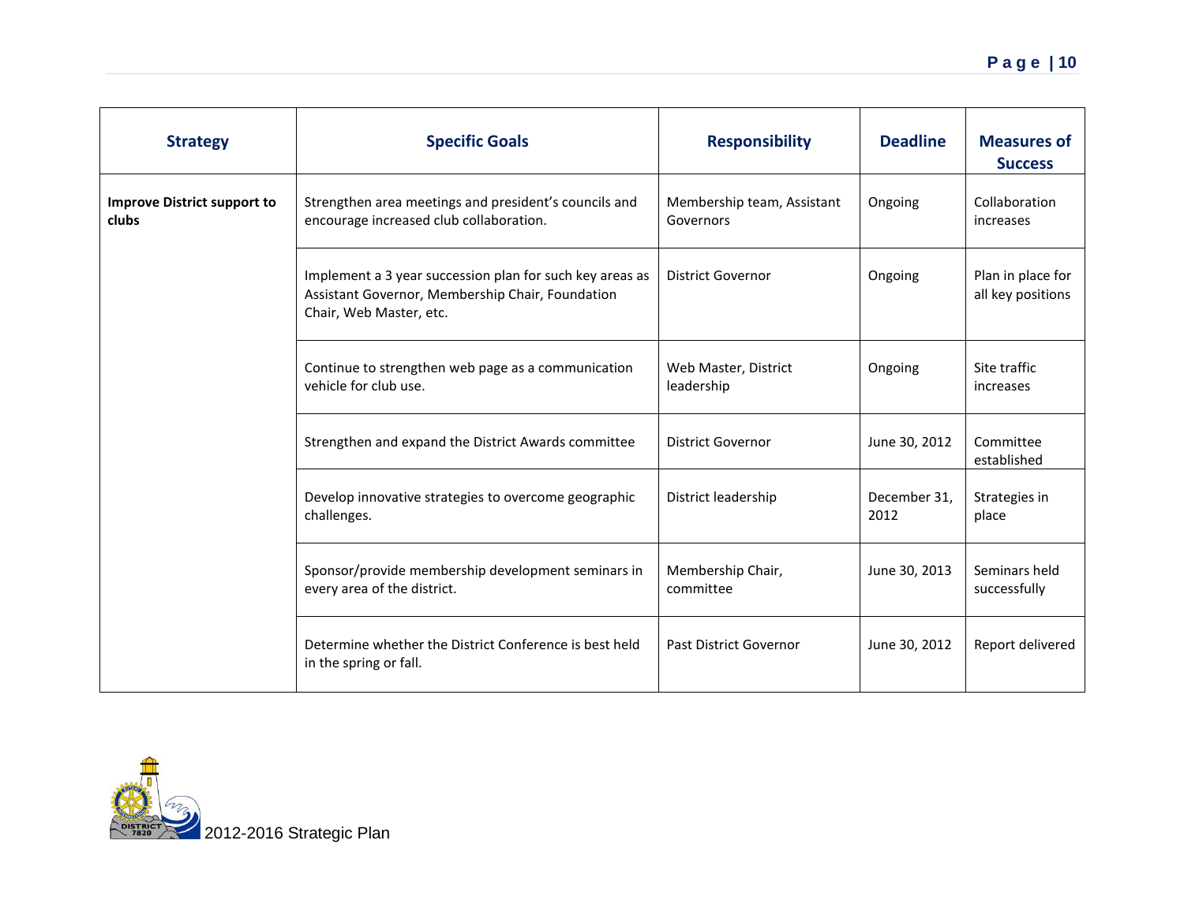| Strategy | Specific Goals | Responsibility | Deadline | Measures of Success |
| --- | --- | --- | --- | --- |
| **Improve District support to clubs** | Strengthen area meetings and president's councils and encourage increased club collaboration. | Membership team, Assistant Governors | Ongoing | Collaboration increases |
| | Implement a 3 year succession plan for such key areas as Assistant Governor, Membership Chair, Foundation Chair, Web Master, etc. | District Governor | Ongoing | Plan in place for all key positions |
| | Continue to strengthen web page as a communication vehicle for club use. | Web Master, District leadership | Ongoing | Site traffic increases |
| | Strengthen and expand the District Awards committee | District Governor | June 30, 2012 | Committee established |
| | Develop innovative strategies to overcome geographic challenges. | District leadership | December 31, 2012 | Strategies in place |
| | Sponsor/provide membership development seminars in every area of the district. | Membership Chair, committee | June 30, 2013 | Seminars held successfully |
| | Determine whether the District Conference is best held in the spring or fall. | Past District Governor | June 30, 2012 | Report delivered |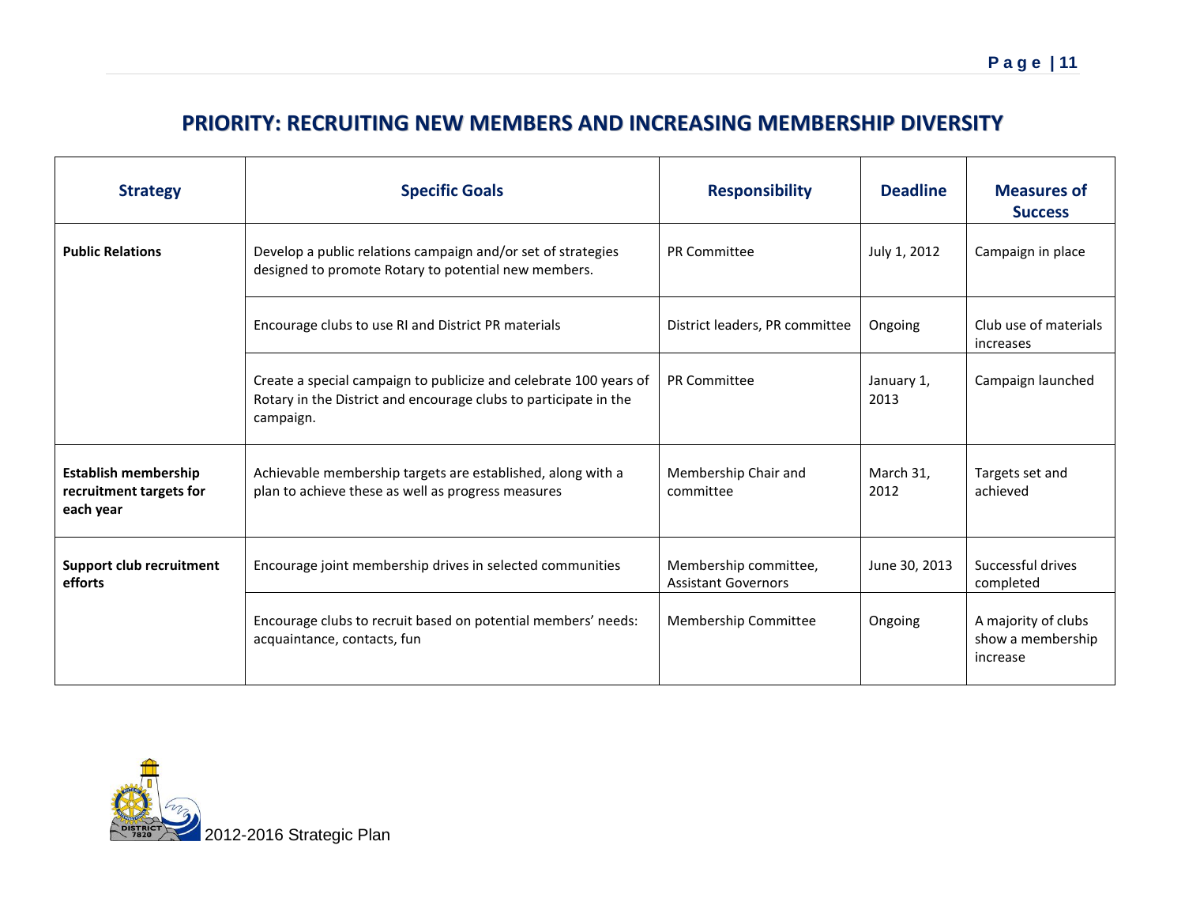## PRIORITY: RECRUITING NEW MEMBERS AND INCREASING MEMBERSHIP DIVERSITY

| Strategy | Specific Goals | Responsibility | Deadline | Measures of Success |
|---|---|---|---|---|
| **Public Relations** | Develop a public relations campaign and/or set of strategies designed to promote Rotary to potential new members. | PR Committee | July 1, 2012 | Campaign in place |
| | Encourage clubs to use RI and District PR materials | District leaders, PR committee | Ongoing | Club use of materials increases |
| | Create a special campaign to publicize and celebrate 100 years of Rotary in the District and encourage clubs to participate in the campaign. | PR Committee | January 1, 2013 | Campaign launched |
| **Establish membership recruitment targets for each year** | Achievable membership targets are established, along with a plan to achieve these as well as progress measures | Membership Chair and committee | March 31, 2012 | Targets set and achieved |
| **Support club recruitment efforts** | Encourage joint membership drives in selected communities | Membership committee, Assistant Governors | June 30, 2013 | Successful drives completed |
| | Encourage clubs to recruit based on potential members' needs: acquaintance, contacts, fun | Membership Committee | Ongoing | A majority of clubs show a membership increase |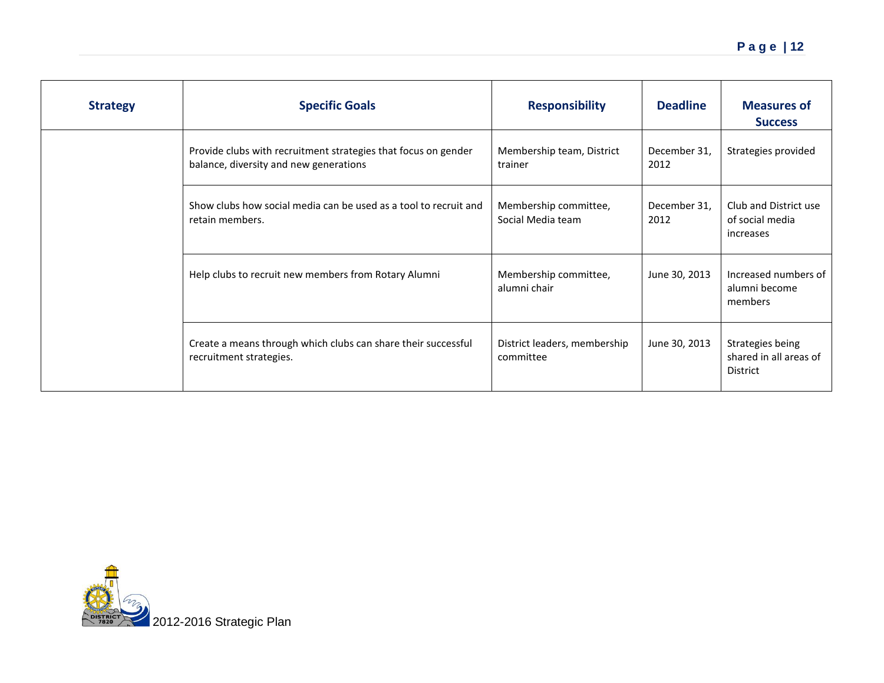| Strategy | Specific Goals | Responsibility | Deadline | Measures of Success |
| --- | --- | --- | --- | --- |
| | Provide clubs with recruitment strategies that focus on gender balance, diversity and new generations | Membership team, District trainer | December 31, 2012 | Strategies provided |
| | Show clubs how social media can be used as a tool to recruit and retain members. | Membership committee, Social Media team | December 31, 2012 | Club and District use of social media increases |
| | Help clubs to recruit new members from Rotary Alumni | Membership committee, alumni chair | June 30, 2013 | Increased numbers of alumni become members |
| | Create a means through which clubs can share their successful recruitment strategies. | District leaders, membership committee | June 30, 2013 | Strategies being shared in all areas of District |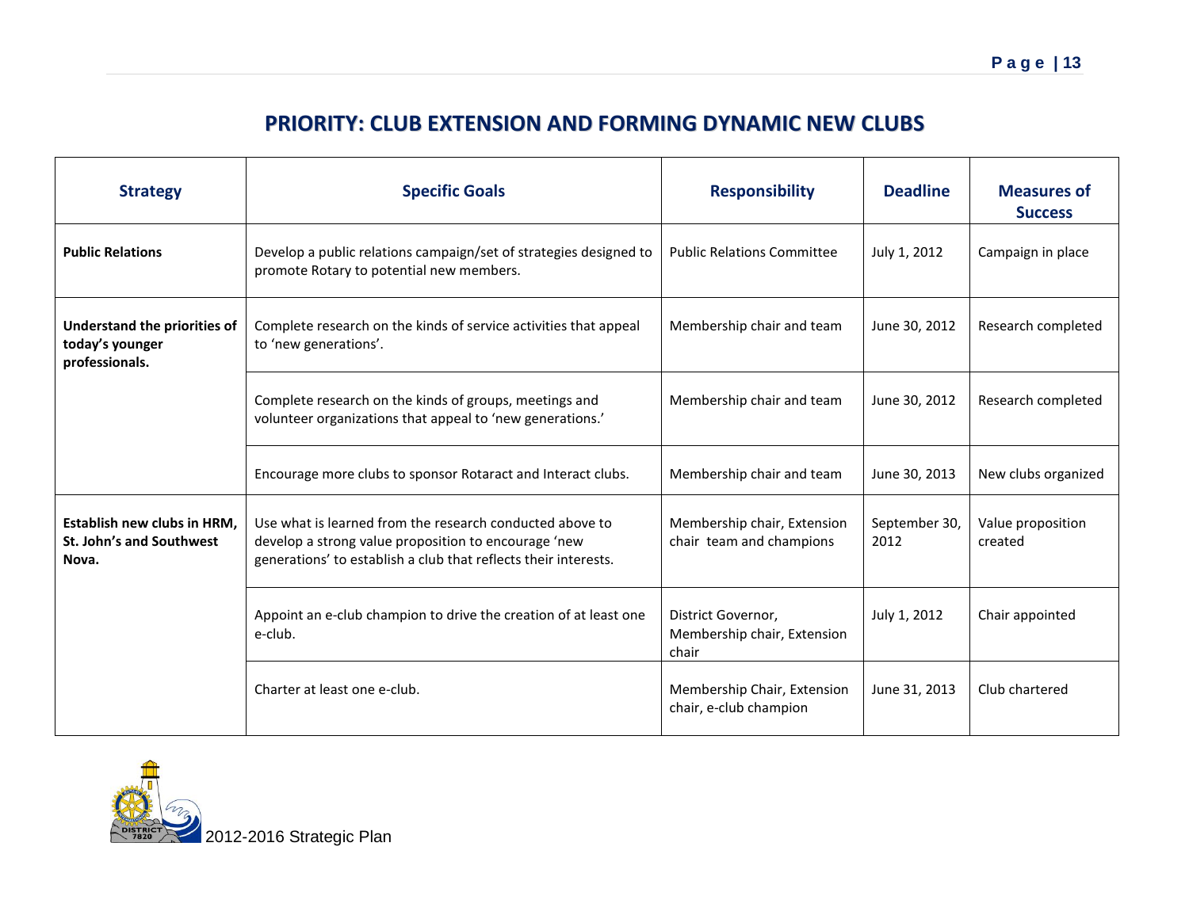# PRIORITY: CLUB EXTENSION AND FORMING DYNAMIC NEW CLUBS

| Strategy | Specific Goals | Responsibility | Deadline | Measures of Success |
|---|---|---|---|---|
| **Public Relations** | Develop a public relations campaign/set of strategies designed to promote Rotary to potential new members. | Public Relations Committee | July 1, 2012 | Campaign in place |
| **Understand the priorities of today's younger professionals.** | Complete research on the kinds of service activities that appeal to 'new generations'. | Membership chair and team | June 30, 2012 | Research completed |
| | Complete research on the kinds of groups, meetings and volunteer organizations that appeal to 'new generations.' | Membership chair and team | June 30, 2012 | Research completed |
| | Encourage more clubs to sponsor Rotaract and Interact clubs. | Membership chair and team | June 30, 2013 | New clubs organized |
| **Establish new clubs in HRM, St. John's and Southwest Nova.** | Use what is learned from the research conducted above to develop a strong value proposition to encourage 'new generations' to establish a club that reflects their interests. | Membership chair, Extension chair team and champions | September 30, 2012 | Value proposition created |
| | Appoint an e-club champion to drive the creation of at least one e-club. | District Governor, Membership chair, Extension chair | July 1, 2012 | Chair appointed |
| | Charter at least one e-club. | Membership Chair, Extension chair, e-club champion | June 31, 2013 | Club chartered |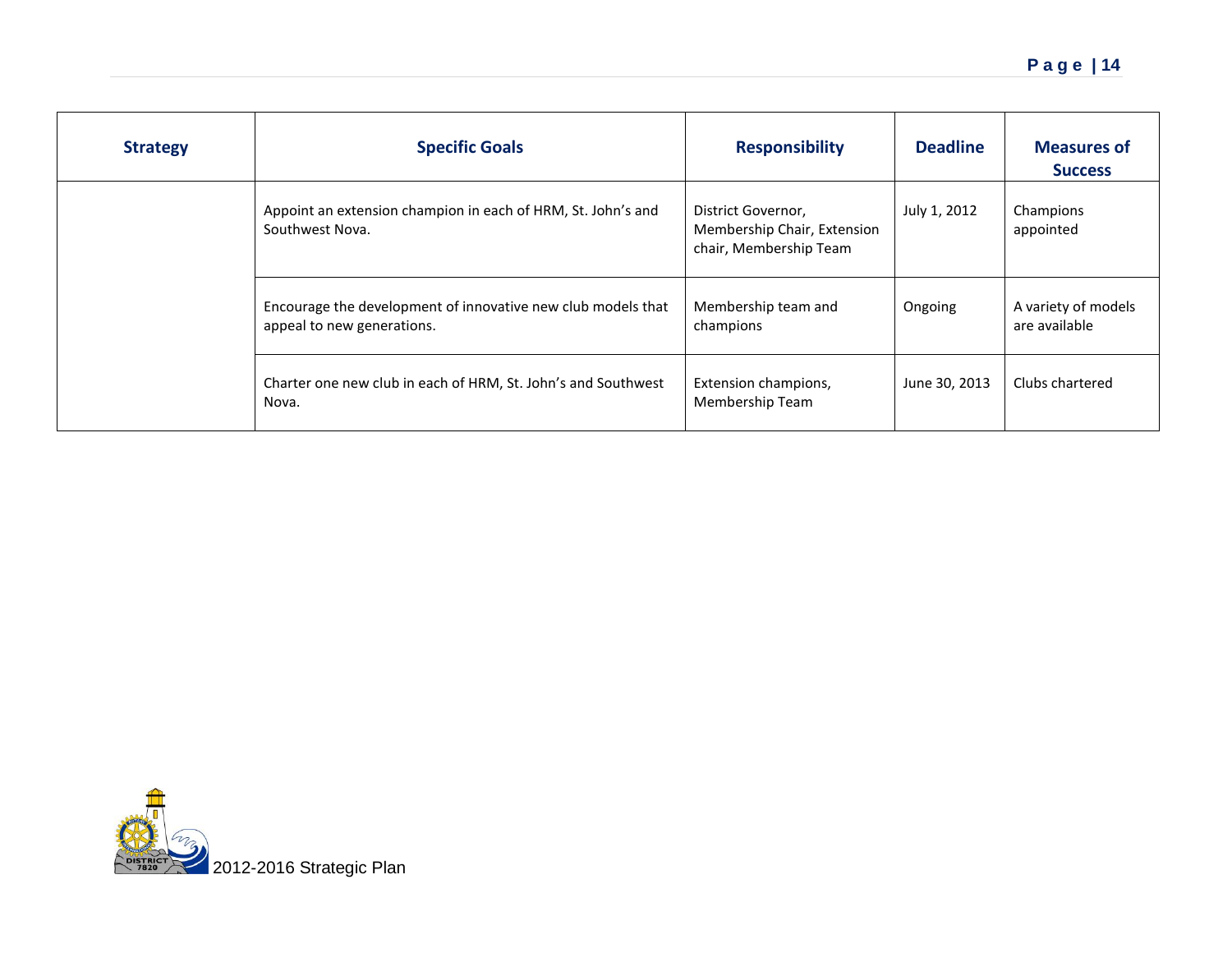| Strategy | Specific Goals | Responsibility | Deadline | Measures of Success |
|---|---|---|---|---|
| | Appoint an extension champion in each of HRM, St. John's and Southwest Nova. | District Governor, Membership Chair, Extension chair, Membership Team | July 1, 2012 | Champions appointed |
| | Encourage the development of innovative new club models that appeal to new generations. | Membership team and champions | Ongoing | A variety of models are available |
| | Charter one new club in each of HRM, St. John's and Southwest Nova. | Extension champions, Membership Team | June 30, 2013 | Clubs chartered |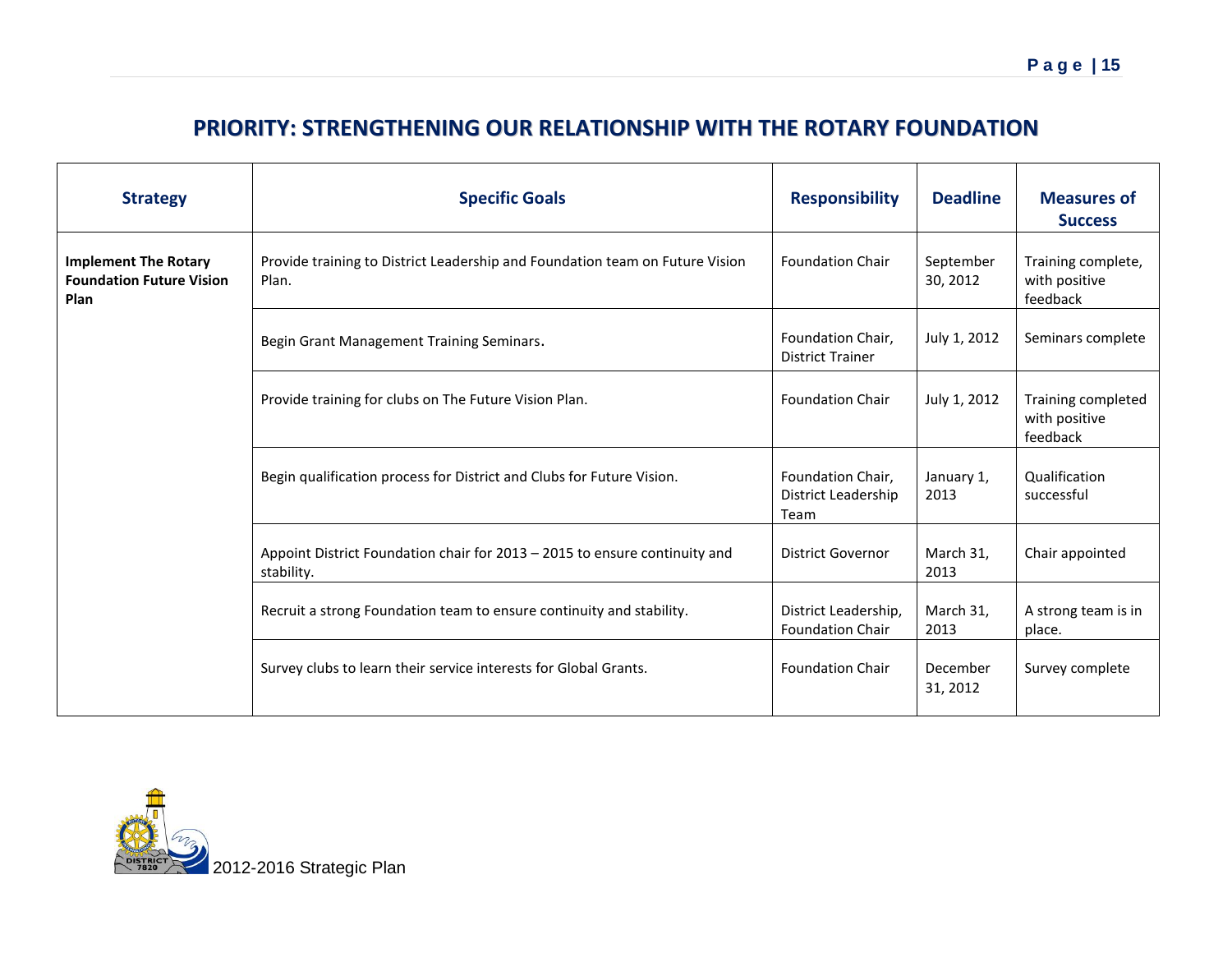## PRIORITY: STRENGTHENING OUR RELATIONSHIP WITH THE ROTARY FOUNDATION

| Strategy | Specific Goals | Responsibility | Deadline | Measures of Success |
|---|---|---|---|---|
| **Implement The Rotary Foundation Future Vision Plan** | Provide training to District Leadership and Foundation team on Future Vision Plan. | Foundation Chair | September 30, 2012 | Training complete, with positive feedback |
| | Begin Grant Management Training Seminars. | Foundation Chair, District Trainer | July 1, 2012 | Seminars complete |
| | Provide training for clubs on The Future Vision Plan. | Foundation Chair | July 1, 2012 | Training completed with positive feedback |
| | Begin qualification process for District and Clubs for Future Vision. | Foundation Chair, District Leadership Team | January 1, 2013 | Qualification successful |
| | Appoint District Foundation chair for 2013 – 2015 to ensure continuity and stability. | District Governor | March 31, 2013 | Chair appointed |
| | Recruit a strong Foundation team to ensure continuity and stability. | District Leadership, Foundation Chair | March 31, 2013 | A strong team is in place. |
| | Survey clubs to learn their service interests for Global Grants. | Foundation Chair | December 31, 2012 | Survey complete |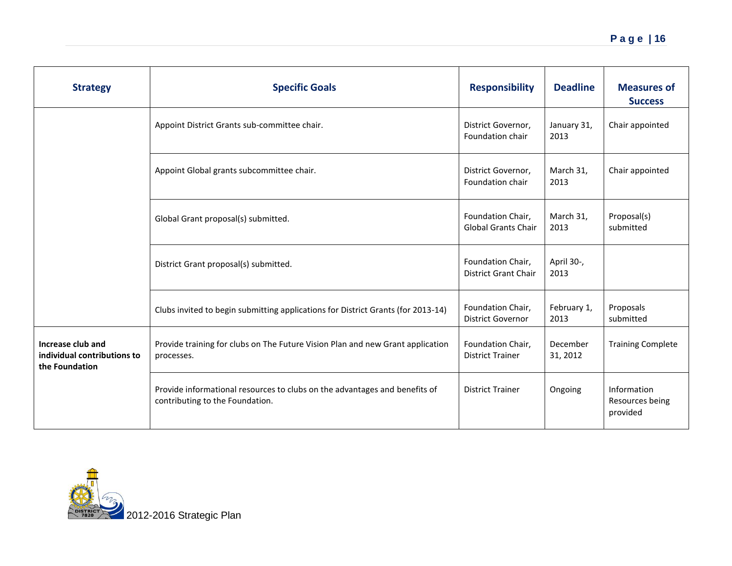| Strategy | Specific Goals | Responsibility | Deadline | Measures of Success |
|---|---|---|---|---|
| | Appoint District Grants sub-committee chair. | District Governor, Foundation chair | January 31, 2013 | Chair appointed |
| | Appoint Global grants subcommittee chair. | District Governor, Foundation chair | March 31, 2013 | Chair appointed |
| | Global Grant proposal(s) submitted. | Foundation Chair, Global Grants Chair | March 31, 2013 | Proposal(s) submitted |
| | District Grant proposal(s) submitted. | Foundation Chair, District Grant Chair | April 30-, 2013 | |
| | Clubs invited to begin submitting applications for District Grants (for 2013-14) | Foundation Chair, District Governor | February 1, 2013 | Proposals submitted |
| **Increase club and individual contributions to the Foundation** | Provide training for clubs on The Future Vision Plan and new Grant application processes. | Foundation Chair, District Trainer | December 31, 2012 | Training Complete |
| | Provide informational resources to clubs on the advantages and benefits of contributing to the Foundation. | District Trainer | Ongoing | Information Resources being provided |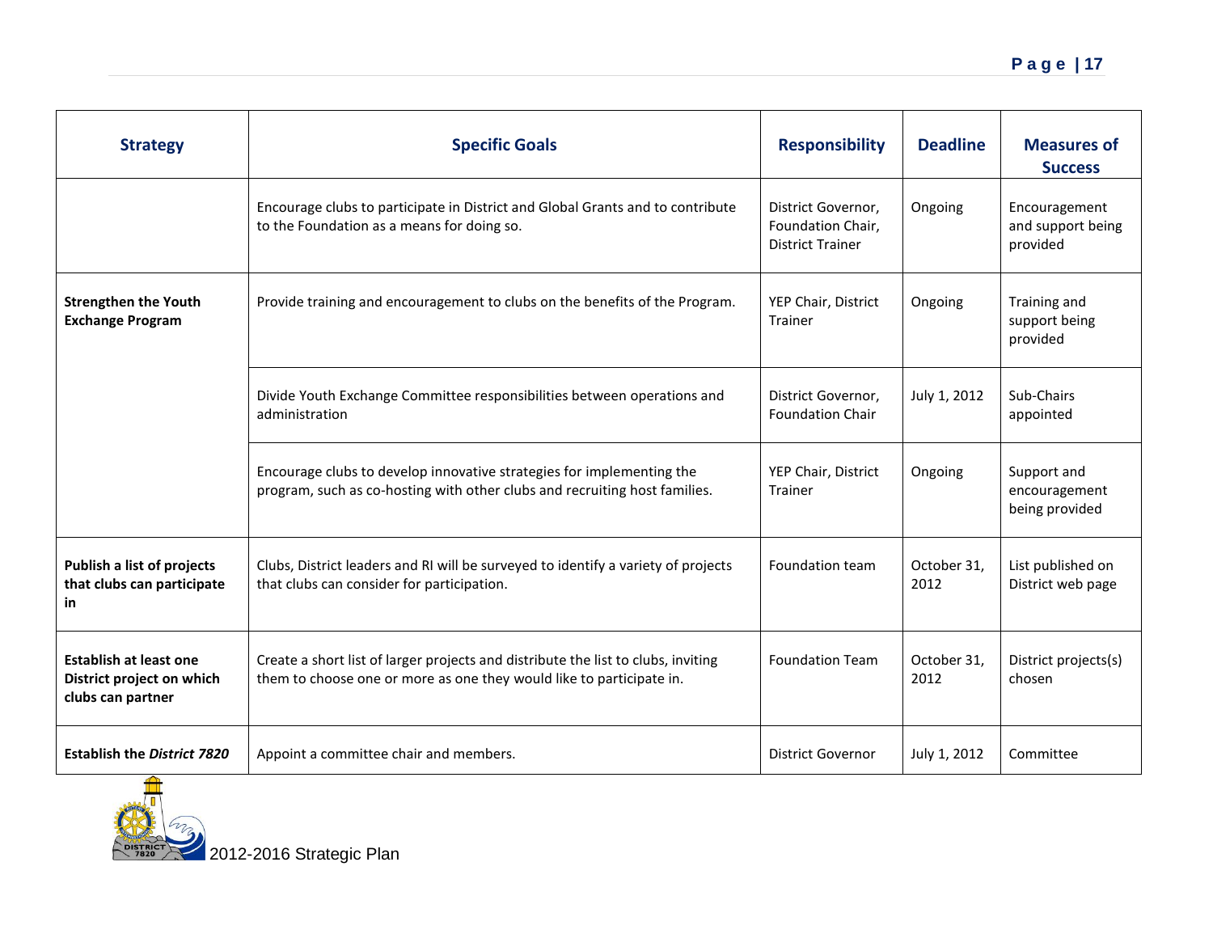| Strategy | Specific Goals | Responsibility | Deadline | Measures of Success |
|---|---|---|---|---|
| | Encourage clubs to participate in District and Global Grants and to contribute to the Foundation as a means for doing so. | District Governor, Foundation Chair, District Trainer | Ongoing | Encouragement and support being provided |
| **Strengthen the Youth Exchange Program** | Provide training and encouragement to clubs on the benefits of the Program. | YEP Chair, District Trainer | Ongoing | Training and support being provided |
| | Divide Youth Exchange Committee responsibilities between operations and administration | District Governor, Foundation Chair | July 1, 2012 | Sub-Chairs appointed |
| | Encourage clubs to develop innovative strategies for implementing the program, such as co-hosting with other clubs and recruiting host families. | YEP Chair, District Trainer | Ongoing | Support and encouragement being provided |
| **Publish a list of projects that clubs can participate in** | Clubs, District leaders and RI will be surveyed to identify a variety of projects that clubs can consider for participation. | Foundation team | October 31, 2012 | List published on District web page |
| **Establish at least one District project on which clubs can partner** | Create a short list of larger projects and distribute the list to clubs, inviting them to choose one or more as one they would like to participate in. | Foundation Team | October 31, 2012 | District projects(s) chosen |
| **Establish the *District 7820*** | Appoint a committee chair and members. | District Governor | July 1, 2012 | Committee |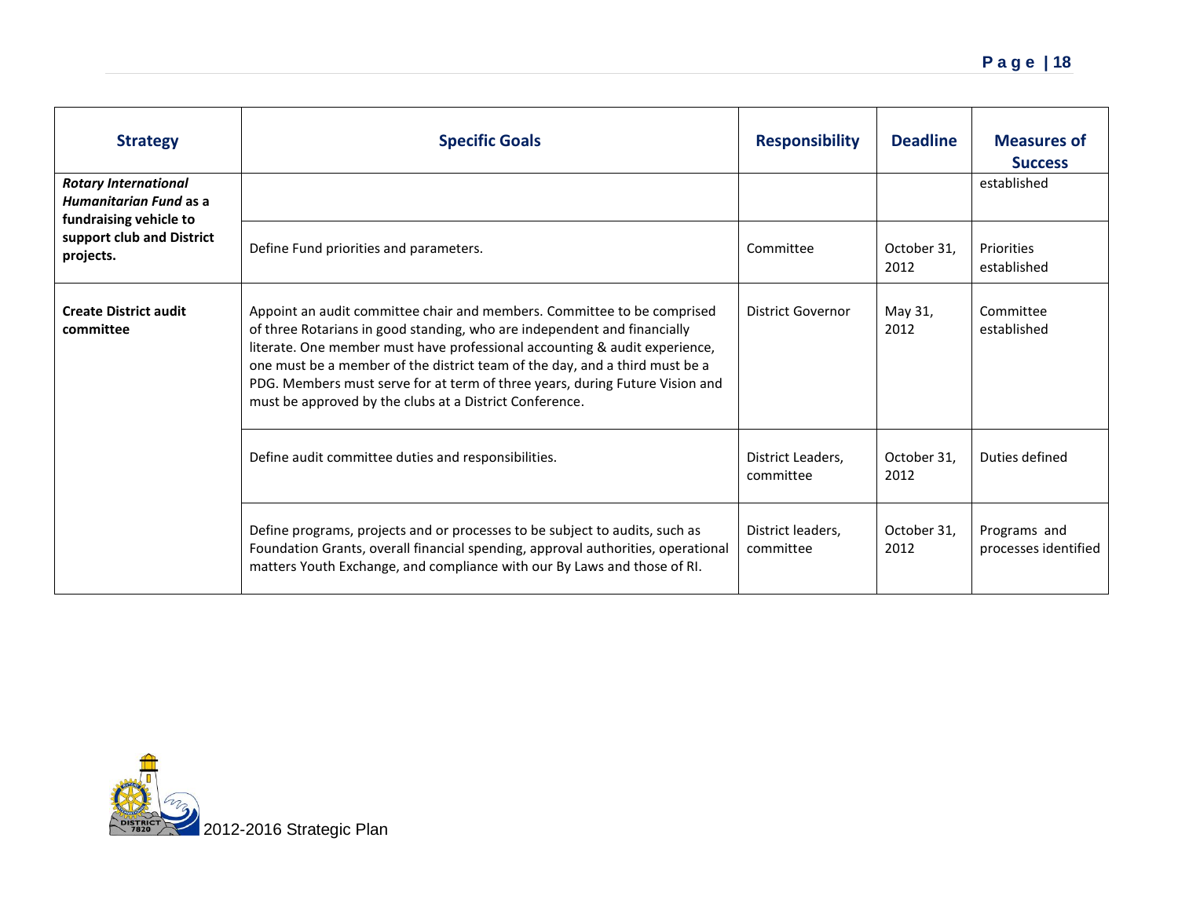| Strategy | Specific Goals | Responsibility | Deadline | Measures of Success |
|---|---|---|---|---|
| ***Rotary International Humanitarian Fund* as a fundraising vehicle to support club and District projects.** | | | | established |
| | Define Fund priorities and parameters. | Committee | October 31, 2012 | Priorities established |
| **Create District audit committee** | Appoint an audit committee chair and members. Committee to be comprised of three Rotarians in good standing, who are independent and financially literate. One member must have professional accounting & audit experience, one must be a member of the district team of the day, and a third must be a PDG. Members must serve for at term of three years, during Future Vision and must be approved by the clubs at a District Conference. | District Governor | May 31, 2012 | Committee established |
| | Define audit committee duties and responsibilities. | District Leaders, committee | October 31, 2012 | Duties defined |
| | Define programs, projects and or processes to be subject to audits, such as Foundation Grants, overall financial spending, approval authorities, operational matters Youth Exchange, and compliance with our By Laws and those of RI. | District leaders, committee | October 31, 2012 | Programs and processes identified |